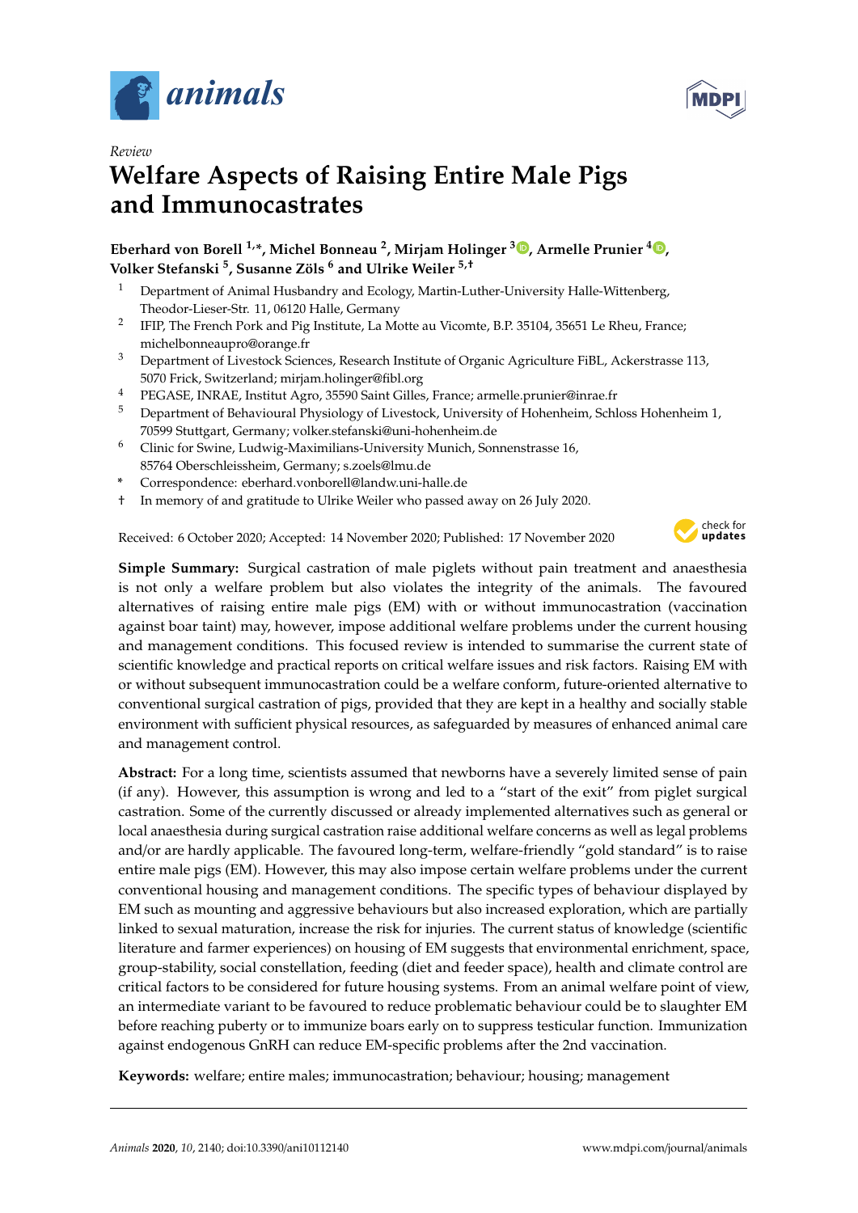*Review*

# Welfare Aspects of Raising Entire Male Pigs and Immunocastrates

**Eberhard von Borell [1,*], Michel Bonneau [2], Mirjam Holinger [3], Armelle Prunier [4], Volker Stefanski [5], Susanne Zöls [6] and Ulrike Weiler [5,†]**

1. Department of Animal Husbandry and Ecology, Martin-Luther-University Halle-Wittenberg, Theodor-Lieser-Str. 11, 06120 Halle, Germany
2. IFIP, The French Pork and Pig Institute, La Motte au Vicomte, B.P. 35104, 35651 Le Rheu, France; michelbonneaupro@orange.fr
3. Department of Livestock Sciences, Research Institute of Organic Agriculture FiBL, Ackerstrasse 113, 5070 Frick, Switzerland; mirjam.holinger@fibl.org
4. PEGASE, INRAE, Institut Agro, 35590 Saint Gilles, France; armelle.prunier@inrae.fr
5. Department of Behavioural Physiology of Livestock, University of Hohenheim, Schloss Hohenheim 1, 70599 Stuttgart, Germany; volker.stefanski@uni-hohenheim.de
6. Clinic for Swine, Ludwig-Maximilians-University Munich, Sonnenstrasse 16, 85764 Oberschleissheim, Germany; s.zoels@lmu.de

\* Correspondence: eberhard.vonborell@landw.uni-halle.de

† In memory of and gratitude to Ulrike Weiler who passed away on 26 July 2020.

Received: 6 October 2020; Accepted: 14 November 2020; Published: 17 November 2020

**Simple Summary:** Surgical castration of male piglets without pain treatment and anaesthesia is not only a welfare problem but also violates the integrity of the animals. The favoured alternatives of raising entire male pigs (EM) with or without immunocastration (vaccination against boar taint) may, however, impose additional welfare problems under the current housing and management conditions. This focused review is intended to summarise the current state of scientific knowledge and practical reports on critical welfare issues and risk factors. Raising EM with or without subsequent immunocastration could be a welfare conform, future-oriented alternative to conventional surgical castration of pigs, provided that they are kept in a healthy and socially stable environment with sufficient physical resources, as safeguarded by measures of enhanced animal care and management control.

**Abstract:** For a long time, scientists assumed that newborns have a severely limited sense of pain (if any). However, this assumption is wrong and led to a "start of the exit" from piglet surgical castration. Some of the currently discussed or already implemented alternatives such as general or local anaesthesia during surgical castration raise additional welfare concerns as well as legal problems and/or are hardly applicable. The favoured long-term, welfare-friendly "gold standard" is to raise entire male pigs (EM). However, this may also impose certain welfare problems under the current conventional housing and management conditions. The specific types of behaviour displayed by EM such as mounting and aggressive behaviours but also increased exploration, which are partially linked to sexual maturation, increase the risk for injuries. The current status of knowledge (scientific literature and farmer experiences) on housing of EM suggests that environmental enrichment, space, group-stability, social constellation, feeding (diet and feeder space), health and climate control are critical factors to be considered for future housing systems. From an animal welfare point of view, an intermediate variant to be favoured to reduce problematic behaviour could be to slaughter EM before reaching puberty or to immunize boars early on to suppress testicular function. Immunization against endogenous GnRH can reduce EM-specific problems after the 2nd vaccination.

**Keywords:** welfare; entire males; immunocastration; behaviour; housing; management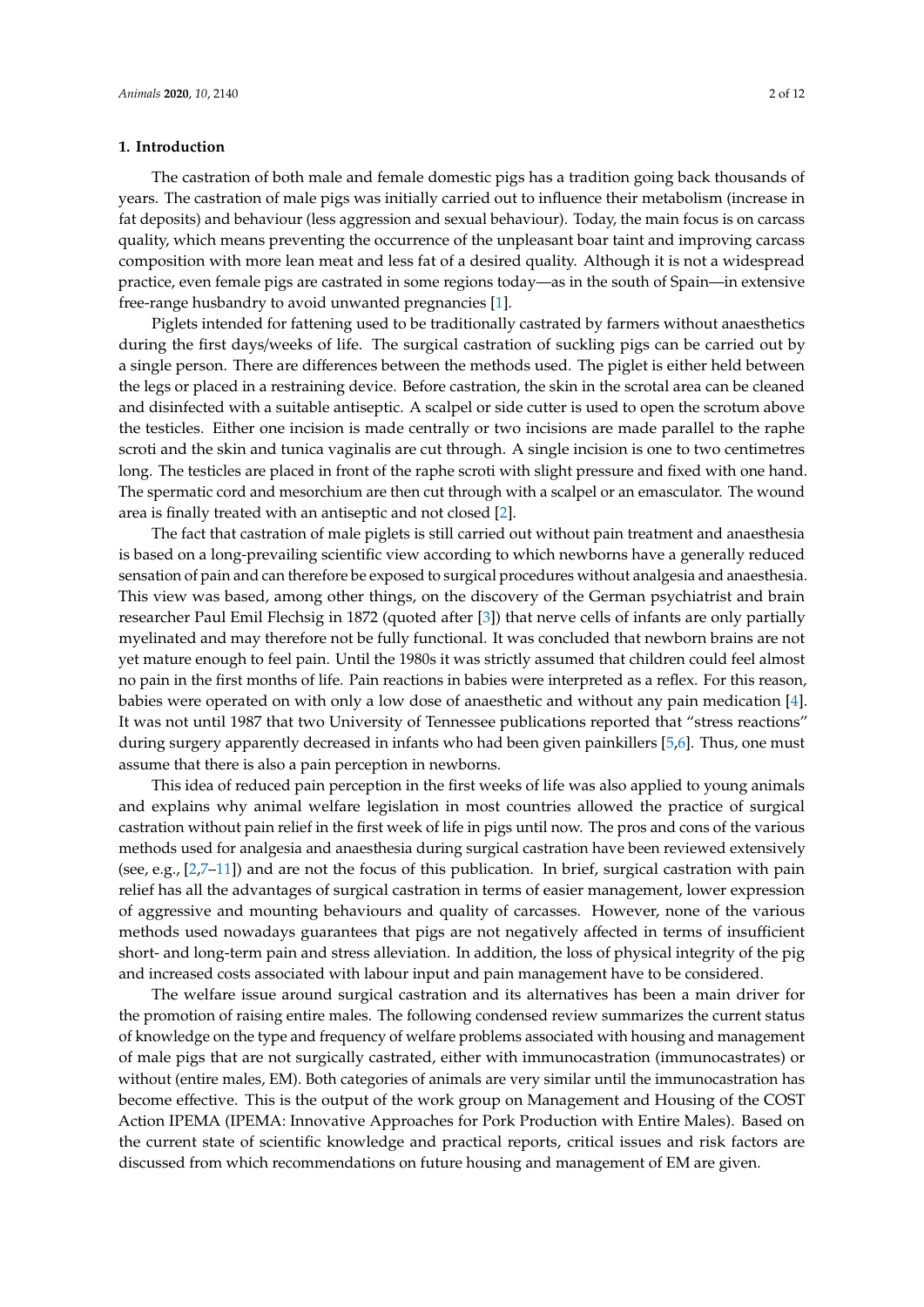## 1. Introduction

The castration of both male and female domestic pigs has a tradition going back thousands of years. The castration of male pigs was initially carried out to influence their metabolism (increase in fat deposits) and behaviour (less aggression and sexual behaviour). Today, the main focus is on carcass quality, which means preventing the occurrence of the unpleasant boar taint and improving carcass composition with more lean meat and less fat of a desired quality. Although it is not a widespread practice, even female pigs are castrated in some regions today—as in the south of Spain—in extensive free-range husbandry to avoid unwanted pregnancies [1].

Piglets intended for fattening used to be traditionally castrated by farmers without anaesthetics during the first days/weeks of life. The surgical castration of suckling pigs can be carried out by a single person. There are differences between the methods used. The piglet is either held between the legs or placed in a restraining device. Before castration, the skin in the scrotal area can be cleaned and disinfected with a suitable antiseptic. A scalpel or side cutter is used to open the scrotum above the testicles. Either one incision is made centrally or two incisions are made parallel to the raphe scroti and the skin and tunica vaginalis are cut through. A single incision is one to two centimetres long. The testicles are placed in front of the raphe scroti with slight pressure and fixed with one hand. The spermatic cord and mesorchium are then cut through with a scalpel or an emasculator. The wound area is finally treated with an antiseptic and not closed [2].

The fact that castration of male piglets is still carried out without pain treatment and anaesthesia is based on a long-prevailing scientific view according to which newborns have a generally reduced sensation of pain and can therefore be exposed to surgical procedures without analgesia and anaesthesia. This view was based, among other things, on the discovery of the German psychiatrist and brain researcher Paul Emil Flechsig in 1872 (quoted after [3]) that nerve cells of infants are only partially myelinated and may therefore not be fully functional. It was concluded that newborn brains are not yet mature enough to feel pain. Until the 1980s it was strictly assumed that children could feel almost no pain in the first months of life. Pain reactions in babies were interpreted as a reflex. For this reason, babies were operated on with only a low dose of anaesthetic and without any pain medication [4]. It was not until 1987 that two University of Tennessee publications reported that "stress reactions" during surgery apparently decreased in infants who had been given painkillers [5,6]. Thus, one must assume that there is also a pain perception in newborns.

This idea of reduced pain perception in the first weeks of life was also applied to young animals and explains why animal welfare legislation in most countries allowed the practice of surgical castration without pain relief in the first week of life in pigs until now. The pros and cons of the various methods used for analgesia and anaesthesia during surgical castration have been reviewed extensively (see, e.g., [2,7–11]) and are not the focus of this publication. In brief, surgical castration with pain relief has all the advantages of surgical castration in terms of easier management, lower expression of aggressive and mounting behaviours and quality of carcasses. However, none of the various methods used nowadays guarantees that pigs are not negatively affected in terms of insufficient short- and long-term pain and stress alleviation. In addition, the loss of physical integrity of the pig and increased costs associated with labour input and pain management have to be considered.

The welfare issue around surgical castration and its alternatives has been a main driver for the promotion of raising entire males. The following condensed review summarizes the current status of knowledge on the type and frequency of welfare problems associated with housing and management of male pigs that are not surgically castrated, either with immunocastration (immunocastrates) or without (entire males, EM). Both categories of animals are very similar until the immunocastration has become effective. This is the output of the work group on Management and Housing of the COST Action IPEMA (IPEMA: Innovative Approaches for Pork Production with Entire Males). Based on the current state of scientific knowledge and practical reports, critical issues and risk factors are discussed from which recommendations on future housing and management of EM are given.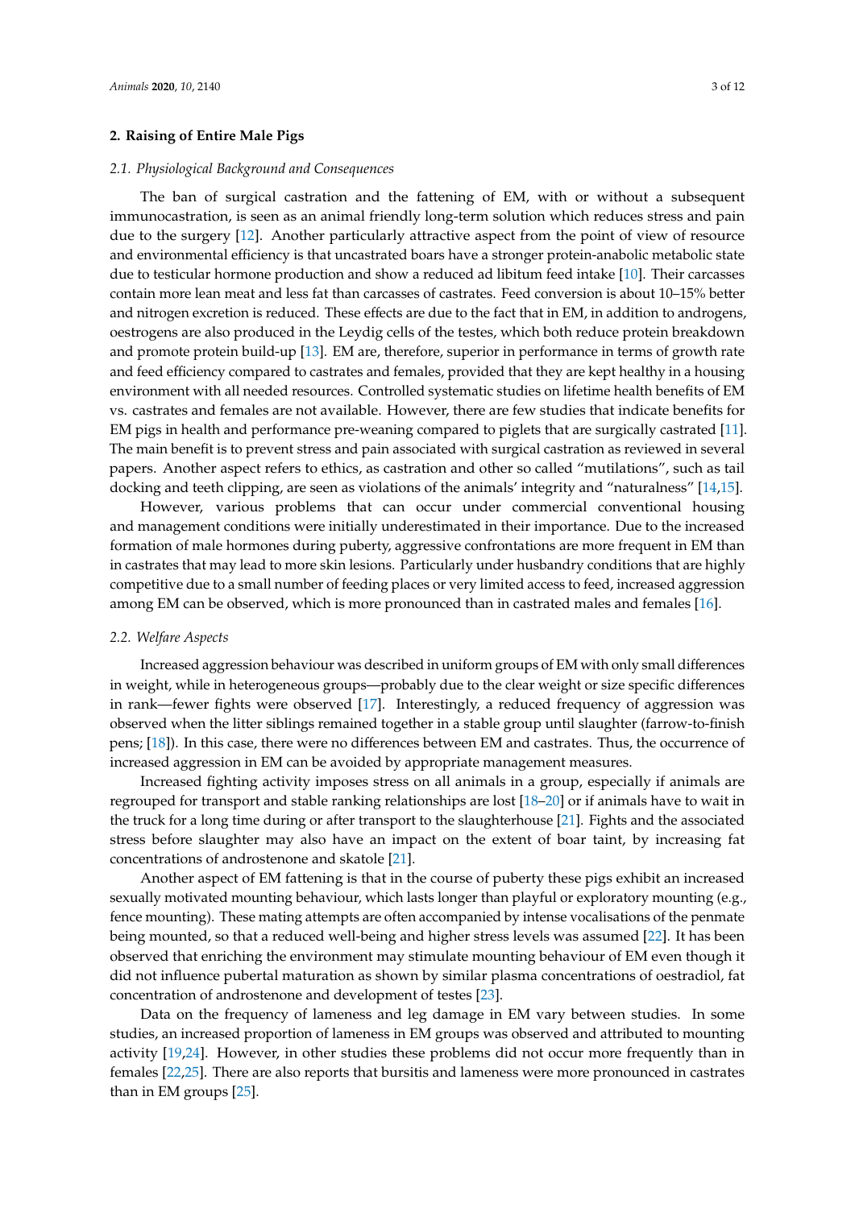## 2. Raising of Entire Male Pigs

### *2.1. Physiological Background and Consequences*

The ban of surgical castration and the fattening of EM, with or without a subsequent immunocastration, is seen as an animal friendly long-term solution which reduces stress and pain due to the surgery [12]. Another particularly attractive aspect from the point of view of resource and environmental efficiency is that uncastrated boars have a stronger protein-anabolic metabolic state due to testicular hormone production and show a reduced ad libitum feed intake [10]. Their carcasses contain more lean meat and less fat than carcasses of castrates. Feed conversion is about 10–15% better and nitrogen excretion is reduced. These effects are due to the fact that in EM, in addition to androgens, oestrogens are also produced in the Leydig cells of the testes, which both reduce protein breakdown and promote protein build-up [13]. EM are, therefore, superior in performance in terms of growth rate and feed efficiency compared to castrates and females, provided that they are kept healthy in a housing environment with all needed resources. Controlled systematic studies on lifetime health benefits of EM vs. castrates and females are not available. However, there are few studies that indicate benefits for EM pigs in health and performance pre-weaning compared to piglets that are surgically castrated [11]. The main benefit is to prevent stress and pain associated with surgical castration as reviewed in several papers. Another aspect refers to ethics, as castration and other so called "mutilations", such as tail docking and teeth clipping, are seen as violations of the animals' integrity and "naturalness" [14,15].

However, various problems that can occur under commercial conventional housing and management conditions were initially underestimated in their importance. Due to the increased formation of male hormones during puberty, aggressive confrontations are more frequent in EM than in castrates that may lead to more skin lesions. Particularly under husbandry conditions that are highly competitive due to a small number of feeding places or very limited access to feed, increased aggression among EM can be observed, which is more pronounced than in castrated males and females [16].

### *2.2. Welfare Aspects*

Increased aggression behaviour was described in uniform groups of EM with only small differences in weight, while in heterogeneous groups—probably due to the clear weight or size specific differences in rank—fewer fights were observed [17]. Interestingly, a reduced frequency of aggression was observed when the litter siblings remained together in a stable group until slaughter (farrow-to-finish pens; [18]). In this case, there were no differences between EM and castrates. Thus, the occurrence of increased aggression in EM can be avoided by appropriate management measures.

Increased fighting activity imposes stress on all animals in a group, especially if animals are regrouped for transport and stable ranking relationships are lost [18–20] or if animals have to wait in the truck for a long time during or after transport to the slaughterhouse [21]. Fights and the associated stress before slaughter may also have an impact on the extent of boar taint, by increasing fat concentrations of androstenone and skatole [21].

Another aspect of EM fattening is that in the course of puberty these pigs exhibit an increased sexually motivated mounting behaviour, which lasts longer than playful or exploratory mounting (e.g., fence mounting). These mating attempts are often accompanied by intense vocalisations of the penmate being mounted, so that a reduced well-being and higher stress levels was assumed [22]. It has been observed that enriching the environment may stimulate mounting behaviour of EM even though it did not influence pubertal maturation as shown by similar plasma concentrations of oestradiol, fat concentration of androstenone and development of testes [23].

Data on the frequency of lameness and leg damage in EM vary between studies. In some studies, an increased proportion of lameness in EM groups was observed and attributed to mounting activity [19,24]. However, in other studies these problems did not occur more frequently than in females [22,25]. There are also reports that bursitis and lameness were more pronounced in castrates than in EM groups [25].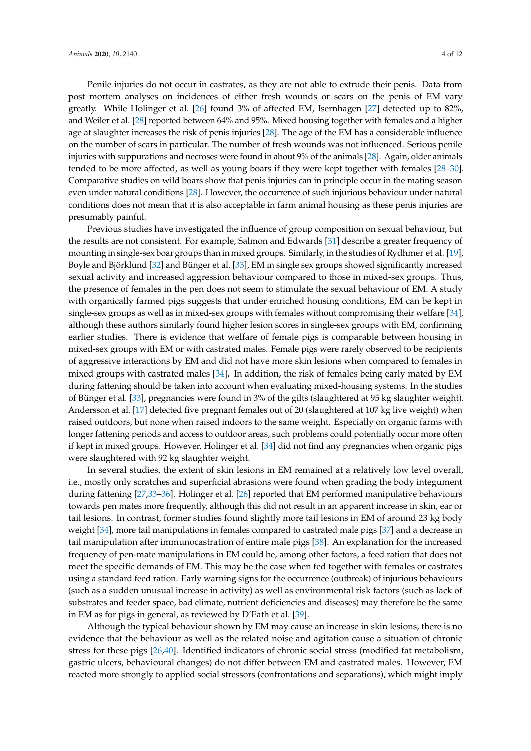Penile injuries do not occur in castrates, as they are not able to extrude their penis. Data from post mortem analyses on incidences of either fresh wounds or scars on the penis of EM vary greatly. While Holinger et al. [26] found 3% of affected EM, Isernhagen [27] detected up to 82%, and Weiler et al. [28] reported between 64% and 95%. Mixed housing together with females and a higher age at slaughter increases the risk of penis injuries [28]. The age of the EM has a considerable influence on the number of scars in particular. The number of fresh wounds was not influenced. Serious penile injuries with suppurations and necroses were found in about 9% of the animals [28]. Again, older animals tended to be more affected, as well as young boars if they were kept together with females [28–30]. Comparative studies on wild boars show that penis injuries can in principle occur in the mating season even under natural conditions [28]. However, the occurrence of such injurious behaviour under natural conditions does not mean that it is also acceptable in farm animal housing as these penis injuries are presumably painful.

Previous studies have investigated the influence of group composition on sexual behaviour, but the results are not consistent. For example, Salmon and Edwards [31] describe a greater frequency of mounting in single-sex boar groups than in mixed groups. Similarly, in the studies of Rydhmer et al. [19], Boyle and Björklund [32] and Bünger et al. [33], EM in single sex groups showed significantly increased sexual activity and increased aggression behaviour compared to those in mixed-sex groups. Thus, the presence of females in the pen does not seem to stimulate the sexual behaviour of EM. A study with organically farmed pigs suggests that under enriched housing conditions, EM can be kept in single-sex groups as well as in mixed-sex groups with females without compromising their welfare [34], although these authors similarly found higher lesion scores in single-sex groups with EM, confirming earlier studies. There is evidence that welfare of female pigs is comparable between housing in mixed-sex groups with EM or with castrated males. Female pigs were rarely observed to be recipients of aggressive interactions by EM and did not have more skin lesions when compared to females in mixed groups with castrated males [34]. In addition, the risk of females being early mated by EM during fattening should be taken into account when evaluating mixed-housing systems. In the studies of Bünger et al. [33], pregnancies were found in 3% of the gilts (slaughtered at 95 kg slaughter weight). Andersson et al. [17] detected five pregnant females out of 20 (slaughtered at 107 kg live weight) when raised outdoors, but none when raised indoors to the same weight. Especially on organic farms with longer fattening periods and access to outdoor areas, such problems could potentially occur more often if kept in mixed groups. However, Holinger et al. [34] did not find any pregnancies when organic pigs were slaughtered with 92 kg slaughter weight.

In several studies, the extent of skin lesions in EM remained at a relatively low level overall, i.e., mostly only scratches and superficial abrasions were found when grading the body integument during fattening [27,33–36]. Holinger et al. [26] reported that EM performed manipulative behaviours towards pen mates more frequently, although this did not result in an apparent increase in skin, ear or tail lesions. In contrast, former studies found slightly more tail lesions in EM of around 23 kg body weight [34], more tail manipulations in females compared to castrated male pigs [37] and a decrease in tail manipulation after immunocastration of entire male pigs [38]. An explanation for the increased frequency of pen-mate manipulations in EM could be, among other factors, a feed ration that does not meet the specific demands of EM. This may be the case when fed together with females or castrates using a standard feed ration. Early warning signs for the occurrence (outbreak) of injurious behaviours (such as a sudden unusual increase in activity) as well as environmental risk factors (such as lack of substrates and feeder space, bad climate, nutrient deficiencies and diseases) may therefore be the same in EM as for pigs in general, as reviewed by D'Eath et al. [39].

Although the typical behaviour shown by EM may cause an increase in skin lesions, there is no evidence that the behaviour as well as the related noise and agitation cause a situation of chronic stress for these pigs [26,40]. Identified indicators of chronic social stress (modified fat metabolism, gastric ulcers, behavioural changes) do not differ between EM and castrated males. However, EM reacted more strongly to applied social stressors (confrontations and separations), which might imply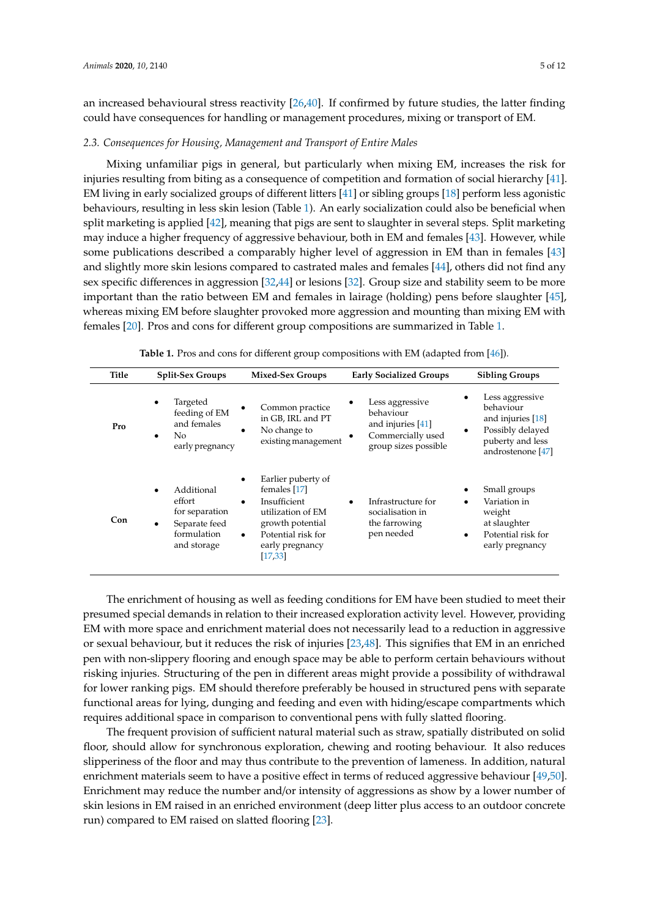an increased behavioural stress reactivity [26,40]. If confirmed by future studies, the latter finding could have consequences for handling or management procedures, mixing or transport of EM.

### *2.3. Consequences for Housing, Management and Transport of Entire Males*

Mixing unfamiliar pigs in general, but particularly when mixing EM, increases the risk for injuries resulting from biting as a consequence of competition and formation of social hierarchy [41]. EM living in early socialized groups of different litters [41] or sibling groups [18] perform less agonistic behaviours, resulting in less skin lesion (Table 1). An early socialization could also be beneficial when split marketing is applied [42], meaning that pigs are sent to slaughter in several steps. Split marketing may induce a higher frequency of aggressive behaviour, both in EM and females [43]. However, while some publications described a comparably higher level of aggression in EM than in females [43] and slightly more skin lesions compared to castrated males and females [44], others did not find any sex specific differences in aggression [32,44] or lesions [32]. Group size and stability seem to be more important than the ratio between EM and females in lairage (holding) pens before slaughter [45], whereas mixing EM before slaughter provoked more aggression and mounting than mixing EM with females [20]. Pros and cons for different group compositions are summarized in Table 1.

**Table 1.** Pros and cons for different group compositions with EM (adapted from [46]).

| Title | Split-Sex Groups | Mixed-Sex Groups | Early Socialized Groups | Sibling Groups |
|---|---|---|---|---|
| **Pro** | • Targeted feeding of EM and females<br>• No early pregnancy | • Common practice in GB, IRL and PT<br>• No change to existing management | • Less aggressive behaviour and injuries [41]<br>• Commercially used group sizes possible | • Less aggressive behaviour and injuries [18]<br>• Possibly delayed puberty and less androstenone [47] |
| **Con** | • Additional effort for separation<br>• Separate feed formulation and storage | • Earlier puberty of females [17]<br>• Insufficient utilization of EM growth potential<br>• Potential risk for early pregnancy [17,33] | • Infrastructure for socialisation in the farrowing pen needed | • Small groups<br>• Variation in weight at slaughter<br>• Potential risk for early pregnancy |

The enrichment of housing as well as feeding conditions for EM have been studied to meet their presumed special demands in relation to their increased exploration activity level. However, providing EM with more space and enrichment material does not necessarily lead to a reduction in aggressive or sexual behaviour, but it reduces the risk of injuries [23,48]. This signifies that EM in an enriched pen with non-slippery flooring and enough space may be able to perform certain behaviours without risking injuries. Structuring of the pen in different areas might provide a possibility of withdrawal for lower ranking pigs. EM should therefore preferably be housed in structured pens with separate functional areas for lying, dunging and feeding and even with hiding/escape compartments which requires additional space in comparison to conventional pens with fully slatted flooring.

The frequent provision of sufficient natural material such as straw, spatially distributed on solid floor, should allow for synchronous exploration, chewing and rooting behaviour. It also reduces slipperiness of the floor and may thus contribute to the prevention of lameness. In addition, natural enrichment materials seem to have a positive effect in terms of reduced aggressive behaviour [49,50]. Enrichment may reduce the number and/or intensity of aggressions as show by a lower number of skin lesions in EM raised in an enriched environment (deep litter plus access to an outdoor concrete run) compared to EM raised on slatted flooring [23].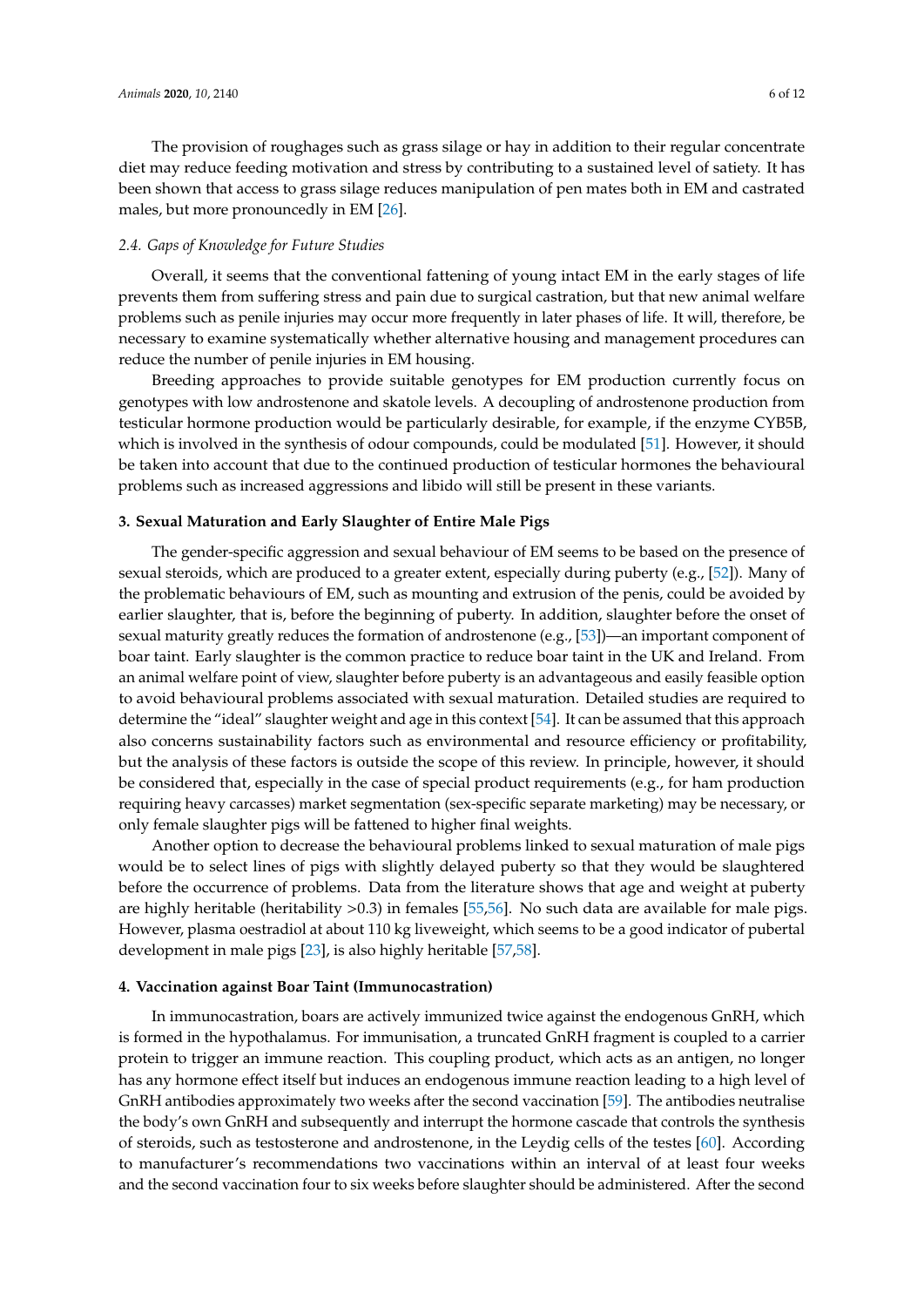The provision of roughages such as grass silage or hay in addition to their regular concentrate diet may reduce feeding motivation and stress by contributing to a sustained level of satiety. It has been shown that access to grass silage reduces manipulation of pen mates both in EM and castrated males, but more pronouncedly in EM [26].

### *2.4. Gaps of Knowledge for Future Studies*

Overall, it seems that the conventional fattening of young intact EM in the early stages of life prevents them from suffering stress and pain due to surgical castration, but that new animal welfare problems such as penile injuries may occur more frequently in later phases of life. It will, therefore, be necessary to examine systematically whether alternative housing and management procedures can reduce the number of penile injuries in EM housing.

Breeding approaches to provide suitable genotypes for EM production currently focus on genotypes with low androstenone and skatole levels. A decoupling of androstenone production from testicular hormone production would be particularly desirable, for example, if the enzyme CYB5B, which is involved in the synthesis of odour compounds, could be modulated [51]. However, it should be taken into account that due to the continued production of testicular hormones the behavioural problems such as increased aggressions and libido will still be present in these variants.

## **3. Sexual Maturation and Early Slaughter of Entire Male Pigs**

The gender-specific aggression and sexual behaviour of EM seems to be based on the presence of sexual steroids, which are produced to a greater extent, especially during puberty (e.g., [52]). Many of the problematic behaviours of EM, such as mounting and extrusion of the penis, could be avoided by earlier slaughter, that is, before the beginning of puberty. In addition, slaughter before the onset of sexual maturity greatly reduces the formation of androstenone (e.g., [53])—an important component of boar taint. Early slaughter is the common practice to reduce boar taint in the UK and Ireland. From an animal welfare point of view, slaughter before puberty is an advantageous and easily feasible option to avoid behavioural problems associated with sexual maturation. Detailed studies are required to determine the "ideal" slaughter weight and age in this context [54]. It can be assumed that this approach also concerns sustainability factors such as environmental and resource efficiency or profitability, but the analysis of these factors is outside the scope of this review. In principle, however, it should be considered that, especially in the case of special product requirements (e.g., for ham production requiring heavy carcasses) market segmentation (sex-specific separate marketing) may be necessary, or only female slaughter pigs will be fattened to higher final weights.

Another option to decrease the behavioural problems linked to sexual maturation of male pigs would be to select lines of pigs with slightly delayed puberty so that they would be slaughtered before the occurrence of problems. Data from the literature shows that age and weight at puberty are highly heritable (heritability >0.3) in females [55,56]. No such data are available for male pigs. However, plasma oestradiol at about 110 kg liveweight, which seems to be a good indicator of pubertal development in male pigs [23], is also highly heritable [57,58].

## **4. Vaccination against Boar Taint (Immunocastration)**

In immunocastration, boars are actively immunized twice against the endogenous GnRH, which is formed in the hypothalamus. For immunisation, a truncated GnRH fragment is coupled to a carrier protein to trigger an immune reaction. This coupling product, which acts as an antigen, no longer has any hormone effect itself but induces an endogenous immune reaction leading to a high level of GnRH antibodies approximately two weeks after the second vaccination [59]. The antibodies neutralise the body's own GnRH and subsequently and interrupt the hormone cascade that controls the synthesis of steroids, such as testosterone and androstenone, in the Leydig cells of the testes [60]. According to manufacturer's recommendations two vaccinations within an interval of at least four weeks and the second vaccination four to six weeks before slaughter should be administered. After the second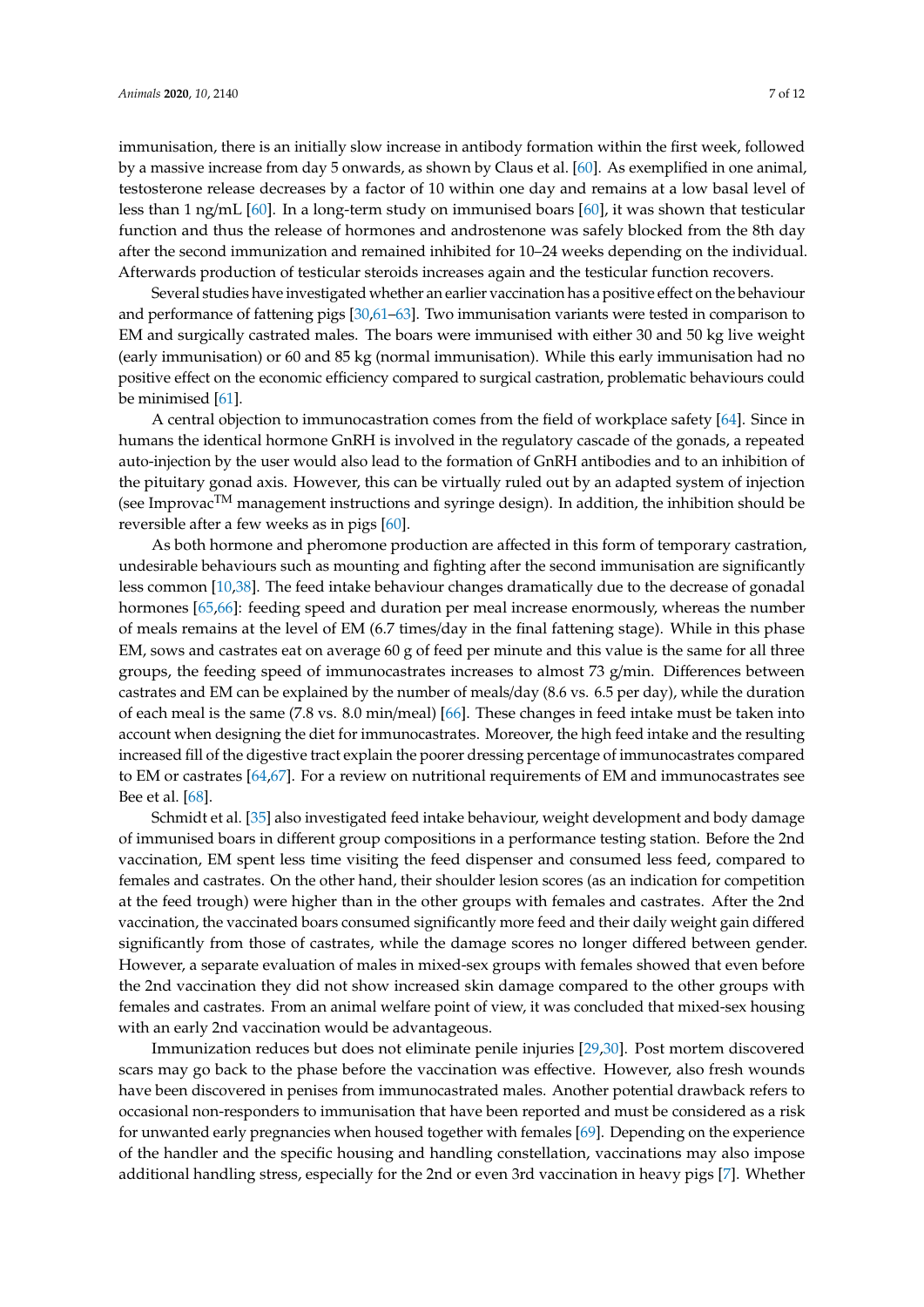immunisation, there is an initially slow increase in antibody formation within the first week, followed by a massive increase from day 5 onwards, as shown by Claus et al. [60]. As exemplified in one animal, testosterone release decreases by a factor of 10 within one day and remains at a low basal level of less than 1 ng/mL [60]. In a long-term study on immunised boars [60], it was shown that testicular function and thus the release of hormones and androstenone was safely blocked from the 8th day after the second immunization and remained inhibited for 10–24 weeks depending on the individual. Afterwards production of testicular steroids increases again and the testicular function recovers.

Several studies have investigated whether an earlier vaccination has a positive effect on the behaviour and performance of fattening pigs [30,61–63]. Two immunisation variants were tested in comparison to EM and surgically castrated males. The boars were immunised with either 30 and 50 kg live weight (early immunisation) or 60 and 85 kg (normal immunisation). While this early immunisation had no positive effect on the economic efficiency compared to surgical castration, problematic behaviours could be minimised [61].

A central objection to immunocastration comes from the field of workplace safety [64]. Since in humans the identical hormone GnRH is involved in the regulatory cascade of the gonads, a repeated auto-injection by the user would also lead to the formation of GnRH antibodies and to an inhibition of the pituitary gonad axis. However, this can be virtually ruled out by an adapted system of injection (see Improvac™ management instructions and syringe design). In addition, the inhibition should be reversible after a few weeks as in pigs [60].

As both hormone and pheromone production are affected in this form of temporary castration, undesirable behaviours such as mounting and fighting after the second immunisation are significantly less common [10,38]. The feed intake behaviour changes dramatically due to the decrease of gonadal hormones [65,66]: feeding speed and duration per meal increase enormously, whereas the number of meals remains at the level of EM (6.7 times/day in the final fattening stage). While in this phase EM, sows and castrates eat on average 60 g of feed per minute and this value is the same for all three groups, the feeding speed of immunocastrates increases to almost 73 g/min. Differences between castrates and EM can be explained by the number of meals/day (8.6 vs. 6.5 per day), while the duration of each meal is the same (7.8 vs. 8.0 min/meal) [66]. These changes in feed intake must be taken into account when designing the diet for immunocastrates. Moreover, the high feed intake and the resulting increased fill of the digestive tract explain the poorer dressing percentage of immunocastrates compared to EM or castrates [64,67]. For a review on nutritional requirements of EM and immunocastrates see Bee et al. [68].

Schmidt et al. [35] also investigated feed intake behaviour, weight development and body damage of immunised boars in different group compositions in a performance testing station. Before the 2nd vaccination, EM spent less time visiting the feed dispenser and consumed less feed, compared to females and castrates. On the other hand, their shoulder lesion scores (as an indication for competition at the feed trough) were higher than in the other groups with females and castrates. After the 2nd vaccination, the vaccinated boars consumed significantly more feed and their daily weight gain differed significantly from those of castrates, while the damage scores no longer differed between gender. However, a separate evaluation of males in mixed-sex groups with females showed that even before the 2nd vaccination they did not show increased skin damage compared to the other groups with females and castrates. From an animal welfare point of view, it was concluded that mixed-sex housing with an early 2nd vaccination would be advantageous.

Immunization reduces but does not eliminate penile injuries [29,30]. Post mortem discovered scars may go back to the phase before the vaccination was effective. However, also fresh wounds have been discovered in penises from immunocastrated males. Another potential drawback refers to occasional non-responders to immunisation that have been reported and must be considered as a risk for unwanted early pregnancies when housed together with females [69]. Depending on the experience of the handler and the specific housing and handling constellation, vaccinations may also impose additional handling stress, especially for the 2nd or even 3rd vaccination in heavy pigs [7]. Whether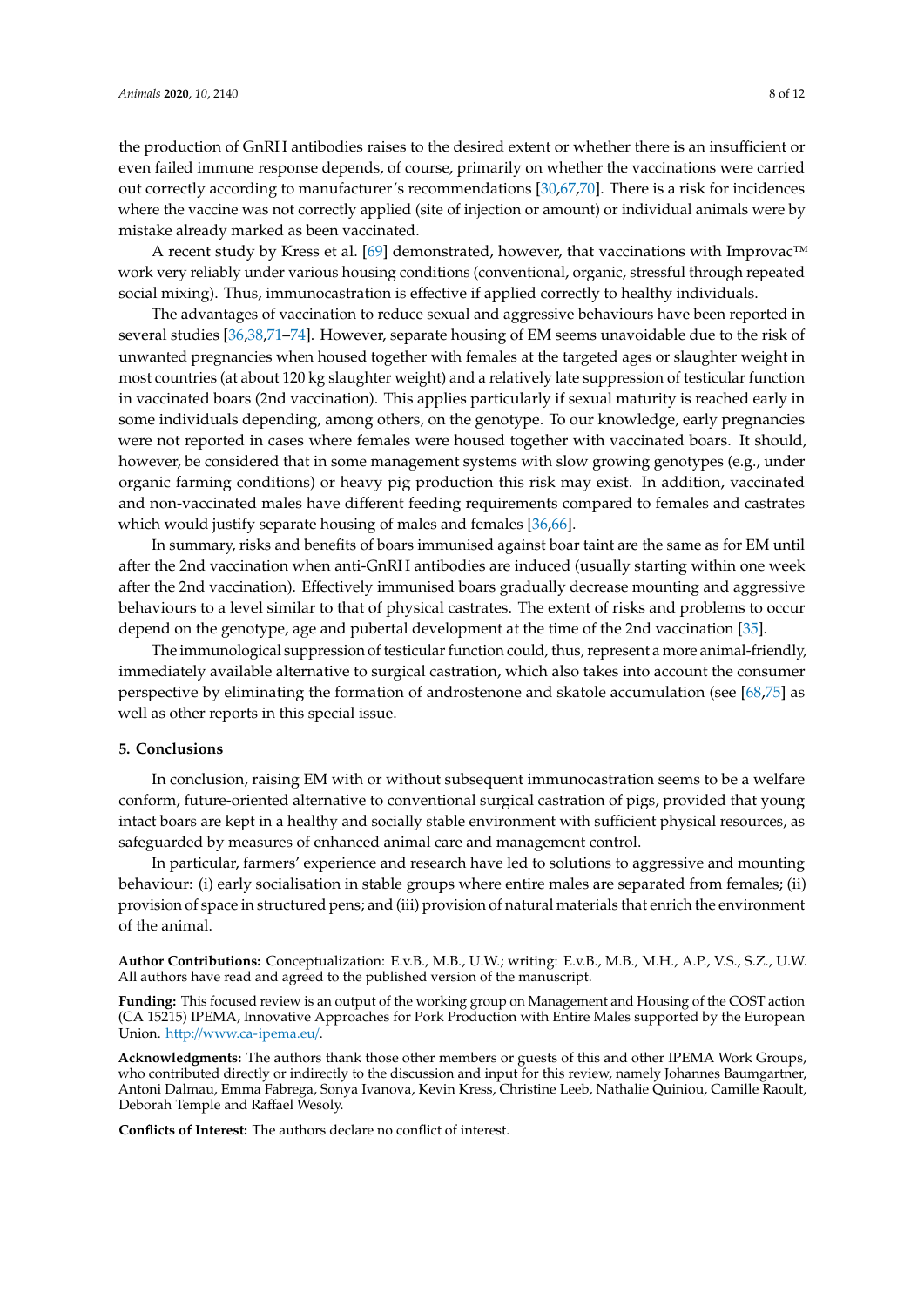the production of GnRH antibodies raises to the desired extent or whether there is an insufficient or even failed immune response depends, of course, primarily on whether the vaccinations were carried out correctly according to manufacturer's recommendations [30,67,70]. There is a risk for incidences where the vaccine was not correctly applied (site of injection or amount) or individual animals were by mistake already marked as been vaccinated.

A recent study by Kress et al. [69] demonstrated, however, that vaccinations with Improvac™ work very reliably under various housing conditions (conventional, organic, stressful through repeated social mixing). Thus, immunocastration is effective if applied correctly to healthy individuals.

The advantages of vaccination to reduce sexual and aggressive behaviours have been reported in several studies [36,38,71–74]. However, separate housing of EM seems unavoidable due to the risk of unwanted pregnancies when housed together with females at the targeted ages or slaughter weight in most countries (at about 120 kg slaughter weight) and a relatively late suppression of testicular function in vaccinated boars (2nd vaccination). This applies particularly if sexual maturity is reached early in some individuals depending, among others, on the genotype. To our knowledge, early pregnancies were not reported in cases where females were housed together with vaccinated boars. It should, however, be considered that in some management systems with slow growing genotypes (e.g., under organic farming conditions) or heavy pig production this risk may exist. In addition, vaccinated and non-vaccinated males have different feeding requirements compared to females and castrates which would justify separate housing of males and females [36,66].

In summary, risks and benefits of boars immunised against boar taint are the same as for EM until after the 2nd vaccination when anti-GnRH antibodies are induced (usually starting within one week after the 2nd vaccination). Effectively immunised boars gradually decrease mounting and aggressive behaviours to a level similar to that of physical castrates. The extent of risks and problems to occur depend on the genotype, age and pubertal development at the time of the 2nd vaccination [35].

The immunological suppression of testicular function could, thus, represent a more animal-friendly, immediately available alternative to surgical castration, which also takes into account the consumer perspective by eliminating the formation of androstenone and skatole accumulation (see [68,75] as well as other reports in this special issue.

## 5. Conclusions

In conclusion, raising EM with or without subsequent immunocastration seems to be a welfare conform, future-oriented alternative to conventional surgical castration of pigs, provided that young intact boars are kept in a healthy and socially stable environment with sufficient physical resources, as safeguarded by measures of enhanced animal care and management control.

In particular, farmers' experience and research have led to solutions to aggressive and mounting behaviour: (i) early socialisation in stable groups where entire males are separated from females; (ii) provision of space in structured pens; and (iii) provision of natural materials that enrich the environment of the animal.

**Author Contributions:** Conceptualization: E.v.B., M.B., U.W.; writing: E.v.B., M.B., M.H., A.P., V.S., S.Z., U.W. All authors have read and agreed to the published version of the manuscript.

**Funding:** This focused review is an output of the working group on Management and Housing of the COST action (CA 15215) IPEMA, Innovative Approaches for Pork Production with Entire Males supported by the European Union. http://www.ca-ipema.eu/.

**Acknowledgments:** The authors thank those other members or guests of this and other IPEMA Work Groups, who contributed directly or indirectly to the discussion and input for this review, namely Johannes Baumgartner, Antoni Dalmau, Emma Fabrega, Sonya Ivanova, Kevin Kress, Christine Leeb, Nathalie Quiniou, Camille Raoult, Deborah Temple and Raffael Wesoly.

**Conflicts of Interest:** The authors declare no conflict of interest.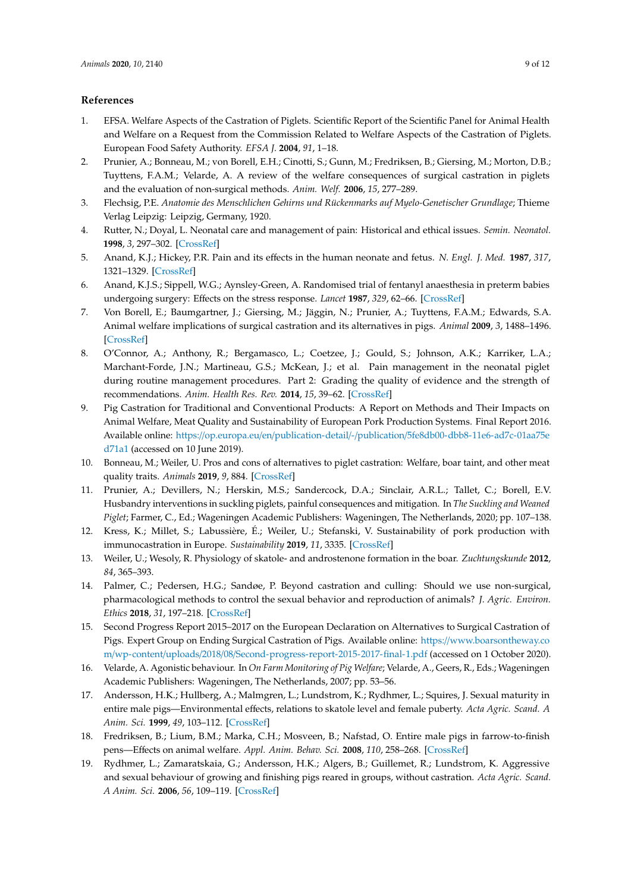## References

1. EFSA. Welfare Aspects of the Castration of Piglets. Scientific Report of the Scientific Panel for Animal Health and Welfare on a Request from the Commission Related to Welfare Aspects of the Castration of Piglets. European Food Safety Authority. *EFSA J.* **2004**, *91*, 1–18.
2. Prunier, A.; Bonneau, M.; von Borell, E.H.; Cinotti, S.; Gunn, M.; Fredriksen, B.; Giersing, M.; Morton, D.B.; Tuyttens, F.A.M.; Velarde, A. A review of the welfare consequences of surgical castration in piglets and the evaluation of non-surgical methods. *Anim. Welf.* **2006**, *15*, 277–289.
3. Flechsig, P.E. *Anatomie des Menschlichen Gehirns und Rückenmarks auf Myelo-Genetischer Grundlage*; Thieme Verlag Leipzig: Leipzig, Germany, 1920.
4. Rutter, N.; Doyal, L. Neonatal care and management of pain: Historical and ethical issues. *Semin. Neonatol.* **1998**, *3*, 297–302. [CrossRef]
5. Anand, K.J.; Hickey, P.R. Pain and its effects in the human neonate and fetus. *N. Engl. J. Med.* **1987**, *317*, 1321–1329. [CrossRef]
6. Anand, K.J.S.; Sippell, W.G.; Aynsley-Green, A. Randomised trial of fentanyl anaesthesia in preterm babies undergoing surgery: Effects on the stress response. *Lancet* **1987**, *329*, 62–66. [CrossRef]
7. Von Borell, E.; Baumgartner, J.; Giersing, M.; Jäggin, N.; Prunier, A.; Tuyttens, F.A.M.; Edwards, S.A. Animal welfare implications of surgical castration and its alternatives in pigs. *Animal* **2009**, *3*, 1488–1496. [CrossRef]
8. O'Connor, A.; Anthony, R.; Bergamasco, L.; Coetzee, J.; Gould, S.; Johnson, A.K.; Karriker, L.A.; Marchant-Forde, J.N.; Martineau, G.S.; McKean, J.; et al. Pain management in the neonatal piglet during routine management procedures. Part 2: Grading the quality of evidence and the strength of recommendations. *Anim. Health Res. Rev.* **2014**, *15*, 39–62. [CrossRef]
9. Pig Castration for Traditional and Conventional Products: A Report on Methods and Their Impacts on Animal Welfare, Meat Quality and Sustainability of European Pork Production Systems. Final Report 2016. Available online: https://op.europa.eu/en/publication-detail/-/publication/5fe8db00-dbb8-11e6-ad7c-01aa75ed71a1 (accessed on 10 June 2019).
10. Bonneau, M.; Weiler, U. Pros and cons of alternatives to piglet castration: Welfare, boar taint, and other meat quality traits. *Animals* **2019**, *9*, 884. [CrossRef]
11. Prunier, A.; Devillers, N.; Herskin, M.S.; Sandercock, D.A.; Sinclair, A.R.L.; Tallet, C.; Borell, E.V. Husbandry interventions in suckling piglets, painful consequences and mitigation. In *The Suckling and Weaned Piglet*; Farmer, C., Ed.; Wageningen Academic Publishers: Wageningen, The Netherlands, 2020; pp. 107–138.
12. Kress, K.; Millet, S.; Labussière, É.; Weiler, U.; Stefanski, V. Sustainability of pork production with immunocastration in Europe. *Sustainability* **2019**, *11*, 3335. [CrossRef]
13. Weiler, U.; Wesoly, R. Physiology of skatole- and androstenone formation in the boar. *Zuchtungskunde* **2012**, *84*, 365–393.
14. Palmer, C.; Pedersen, H.G.; Sandøe, P. Beyond castration and culling: Should we use non-surgical, pharmacological methods to control the sexual behavior and reproduction of animals? *J. Agric. Environ. Ethics* **2018**, *31*, 197–218. [CrossRef]
15. Second Progress Report 2015–2017 on the European Declaration on Alternatives to Surgical Castration of Pigs. Expert Group on Ending Surgical Castration of Pigs. Available online: https://www.boarsontheway.com/wp-content/uploads/2018/08/Second-progress-report-2015-2017-final-1.pdf (accessed on 1 October 2020).
16. Velarde, A. Agonistic behaviour. In *On Farm Monitoring of Pig Welfare*; Velarde, A., Geers, R., Eds.; Wageningen Academic Publishers: Wageningen, The Netherlands, 2007; pp. 53–56.
17. Andersson, H.K.; Hullberg, A.; Malmgren, L.; Lundstrom, K.; Rydhmer, L.; Squires, J. Sexual maturity in entire male pigs—Environmental effects, relations to skatole level and female puberty. *Acta Agric. Scand. A Anim. Sci.* **1999**, *49*, 103–112. [CrossRef]
18. Fredriksen, B.; Lium, B.M.; Marka, C.H.; Mosveen, B.; Nafstad, O. Entire male pigs in farrow-to-finish pens—Effects on animal welfare. *Appl. Anim. Behav. Sci.* **2008**, *110*, 258–268. [CrossRef]
19. Rydhmer, L.; Zamaratskaia, G.; Andersson, H.K.; Algers, B.; Guillemet, R.; Lundstrom, K. Aggressive and sexual behaviour of growing and finishing pigs reared in groups, without castration. *Acta Agric. Scand. A Anim. Sci.* **2006**, *56*, 109–119. [CrossRef]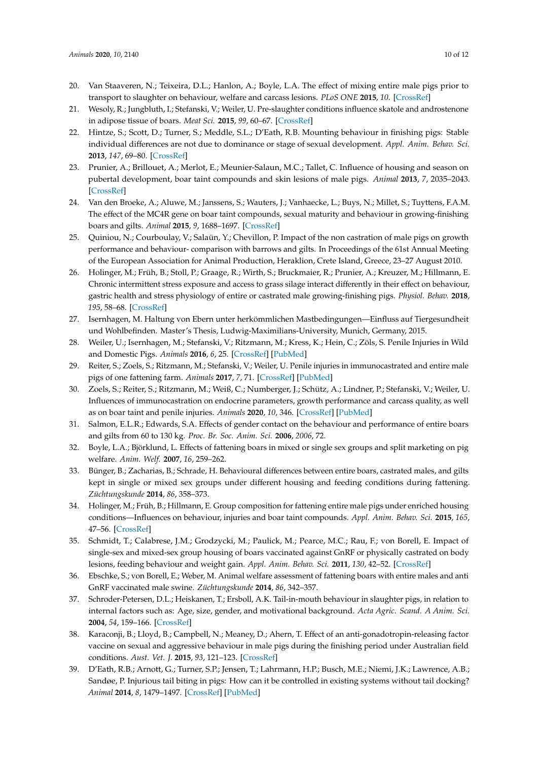20. Van Staaveren, N.; Teixeira, D.L.; Hanlon, A.; Boyle, L.A. The effect of mixing entire male pigs prior to transport to slaughter on behaviour, welfare and carcass lesions. *PLoS ONE* **2015**, *10*. [CrossRef]
21. Wesoly, R.; Jungbluth, I.; Stefanski, V.; Weiler, U. Pre-slaughter conditions influence skatole and androstenone in adipose tissue of boars. *Meat Sci.* **2015**, *99*, 60–67. [CrossRef]
22. Hintze, S.; Scott, D.; Turner, S.; Meddle, S.L.; D'Eath, R.B. Mounting behaviour in finishing pigs: Stable individual differences are not due to dominance or stage of sexual development. *Appl. Anim. Behav. Sci.* **2013**, *147*, 69–80. [CrossRef]
23. Prunier, A.; Brillouet, A.; Merlot, E.; Meunier-Salaun, M.C.; Tallet, C. Influence of housing and season on pubertal development, boar taint compounds and skin lesions of male pigs. *Animal* **2013**, *7*, 2035–2043. [CrossRef]
24. Van den Broeke, A.; Aluwe, M.; Janssens, S.; Wauters, J.; Vanhaecke, L.; Buys, N.; Millet, S.; Tuyttens, F.A.M. The effect of the MC4R gene on boar taint compounds, sexual maturity and behaviour in growing-finishing boars and gilts. *Animal* **2015**, *9*, 1688–1697. [CrossRef]
25. Quiniou, N.; Courboulay, V.; Salaün, Y.; Chevillon, P. Impact of the non castration of male pigs on growth performance and behaviour- comparison with barrows and gilts. In Proceedings of the 61st Annual Meeting of the European Association for Animal Production, Heraklion, Crete Island, Greece, 23–27 August 2010.
26. Holinger, M.; Früh, B.; Stoll, P.; Graage, R.; Wirth, S.; Bruckmaier, R.; Prunier, A.; Kreuzer, M.; Hillmann, E. Chronic intermittent stress exposure and access to grass silage interact differently in their effect on behaviour, gastric health and stress physiology of entire or castrated male growing-finishing pigs. *Physiol. Behav.* **2018**, *195*, 58–68. [CrossRef]
27. Isernhagen, M. Haltung von Ebern unter herkömmlichen Mastbedingungen—Einfluss auf Tiergesundheit und Wohlbefinden. Master's Thesis, Ludwig-Maximilians-University, Munich, Germany, 2015.
28. Weiler, U.; Isernhagen, M.; Stefanski, V.; Ritzmann, M.; Kress, K.; Hein, C.; Zöls, S. Penile Injuries in Wild and Domestic Pigs. *Animals* **2016**, *6*, 25. [CrossRef] [PubMed]
29. Reiter, S.; Zoels, S.; Ritzmann, M.; Stefanski, V.; Weiler, U. Penile injuries in immunocastrated and entire male pigs of one fattening farm. *Animals* **2017**, *7*, 71. [CrossRef] [PubMed]
30. Zoels, S.; Reiter, S.; Ritzmann, M.; Weiß, C.; Numberger, J.; Schütz, A.; Lindner, P.; Stefanski, V.; Weiler, U. Influences of immunocastration on endocrine parameters, growth performance and carcass quality, as well as on boar taint and penile injuries. *Animals* **2020**, *10*, 346. [CrossRef] [PubMed]
31. Salmon, E.L.R.; Edwards, S.A. Effects of gender contact on the behaviour and performance of entire boars and gilts from 60 to 130 kg. *Proc. Br. Soc. Anim. Sci.* **2006**, *2006*, 72.
32. Boyle, L.A.; Björklund, L. Effects of fattening boars in mixed or single sex groups and split marketing on pig welfare. *Anim. Welf.* **2007**, *16*, 259–262.
33. Bünger, B.; Zacharias, B.; Schrade, H. Behavioural differences between entire boars, castrated males, and gilts kept in single or mixed sex groups under different housing and feeding conditions during fattening. *Züchtungskunde* **2014**, *86*, 358–373.
34. Holinger, M.; Früh, B.; Hillmann, E. Group composition for fattening entire male pigs under enriched housing conditions—Influences on behaviour, injuries and boar taint compounds. *Appl. Anim. Behav. Sci.* **2015**, *165*, 47–56. [CrossRef]
35. Schmidt, T.; Calabrese, J.M.; Grodzycki, M.; Paulick, M.; Pearce, M.C.; Rau, F.; von Borell, E. Impact of single-sex and mixed-sex group housing of boars vaccinated against GnRF or physically castrated on body lesions, feeding behaviour and weight gain. *Appl. Anim. Behav. Sci.* **2011**, *130*, 42–52. [CrossRef]
36. Ebschke, S.; von Borell, E.; Weber, M. Animal welfare assessment of fattening boars with entire males and anti GnRF vaccinated male swine. *Züchtungskunde* **2014**, *86*, 342–357.
37. Schroder-Petersen, D.L.; Heiskanen, T.; Ersboll, A.K. Tail-in-mouth behaviour in slaughter pigs, in relation to internal factors such as: Age, size, gender, and motivational background. *Acta Agric. Scand. A Anim. Sci.* **2004**, *54*, 159–166. [CrossRef]
38. Karaconji, B.; Lloyd, B.; Campbell, N.; Meaney, D.; Ahern, T. Effect of an anti-gonadotropin-releasing factor vaccine on sexual and aggressive behaviour in male pigs during the finishing period under Australian field conditions. *Aust. Vet. J.* **2015**, *93*, 121–123. [CrossRef]
39. D'Eath, R.B.; Arnott, G.; Turner, S.P.; Jensen, T.; Lahrmann, H.P.; Busch, M.E.; Niemi, J.K.; Lawrence, A.B.; Sandøe, P. Injurious tail biting in pigs: How can it be controlled in existing systems without tail docking? *Animal* **2014**, *8*, 1479–1497. [CrossRef] [PubMed]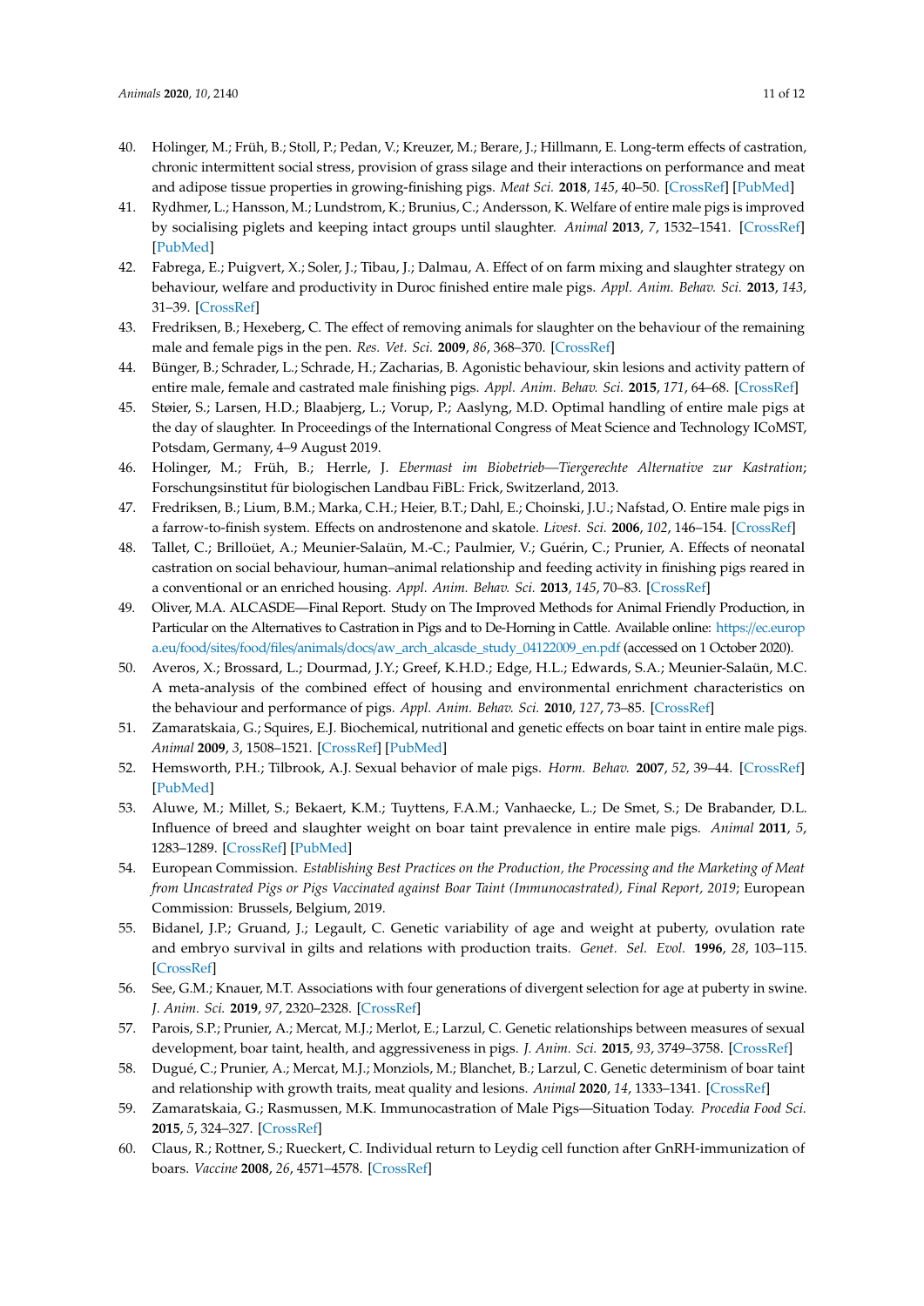40. Holinger, M.; Früh, B.; Stoll, P.; Pedan, V.; Kreuzer, M.; Berare, J.; Hillmann, E. Long-term effects of castration, chronic intermittent social stress, provision of grass silage and their interactions on performance and meat and adipose tissue properties in growing-finishing pigs. *Meat Sci.* **2018**, *145*, 40–50. [CrossRef] [PubMed]
41. Rydhmer, L.; Hansson, M.; Lundstrom, K.; Brunius, C.; Andersson, K. Welfare of entire male pigs is improved by socialising piglets and keeping intact groups until slaughter. *Animal* **2013**, *7*, 1532–1541. [CrossRef] [PubMed]
42. Fabrega, E.; Puigvert, X.; Soler, J.; Tibau, J.; Dalmau, A. Effect of on farm mixing and slaughter strategy on behaviour, welfare and productivity in Duroc finished entire male pigs. *Appl. Anim. Behav. Sci.* **2013**, *143*, 31–39. [CrossRef]
43. Fredriksen, B.; Hexeberg, C. The effect of removing animals for slaughter on the behaviour of the remaining male and female pigs in the pen. *Res. Vet. Sci.* **2009**, *86*, 368–370. [CrossRef]
44. Bünger, B.; Schrader, L.; Schrade, H.; Zacharias, B. Agonistic behaviour, skin lesions and activity pattern of entire male, female and castrated male finishing pigs. *Appl. Anim. Behav. Sci.* **2015**, *171*, 64–68. [CrossRef]
45. Støier, S.; Larsen, H.D.; Blaabjerg, L.; Vorup, P.; Aaslyng, M.D. Optimal handling of entire male pigs at the day of slaughter. In Proceedings of the International Congress of Meat Science and Technology ICoMST, Potsdam, Germany, 4–9 August 2019.
46. Holinger, M.; Früh, B.; Herrle, J. *Ebermast im Biobetrieb—Tiergerechte Alternative zur Kastration*; Forschungsinstitut für biologischen Landbau FiBL: Frick, Switzerland, 2013.
47. Fredriksen, B.; Lium, B.M.; Marka, C.H.; Heier, B.T.; Dahl, E.; Choinski, J.U.; Nafstad, O. Entire male pigs in a farrow-to-finish system. Effects on androstenone and skatole. *Livest. Sci.* **2006**, *102*, 146–154. [CrossRef]
48. Tallet, C.; Brilloüet, A.; Meunier-Salaün, M.-C.; Paulmier, V.; Guérin, C.; Prunier, A. Effects of neonatal castration on social behaviour, human–animal relationship and feeding activity in finishing pigs reared in a conventional or an enriched housing. *Appl. Anim. Behav. Sci.* **2013**, *145*, 70–83. [CrossRef]
49. Oliver, M.A. ALCASDE—Final Report. Study on The Improved Methods for Animal Friendly Production, in Particular on the Alternatives to Castration in Pigs and to De-Horning in Cattle. Available online: https://ec.europa.eu/food/sites/food/files/animals/docs/aw_arch_alcasde_study_04122009_en.pdf (accessed on 1 October 2020).
50. Averos, X.; Brossard, L.; Dourmad, J.Y.; Greef, K.H.D.; Edge, H.L.; Edwards, S.A.; Meunier-Salaün, M.C. A meta-analysis of the combined effect of housing and environmental enrichment characteristics on the behaviour and performance of pigs. *Appl. Anim. Behav. Sci.* **2010**, *127*, 73–85. [CrossRef]
51. Zamaratskaia, G.; Squires, E.J. Biochemical, nutritional and genetic effects on boar taint in entire male pigs. *Animal* **2009**, *3*, 1508–1521. [CrossRef] [PubMed]
52. Hemsworth, P.H.; Tilbrook, A.J. Sexual behavior of male pigs. *Horm. Behav.* **2007**, *52*, 39–44. [CrossRef] [PubMed]
53. Aluwe, M.; Millet, S.; Bekaert, K.M.; Tuyttens, F.A.M.; Vanhaecke, L.; De Smet, S.; De Brabander, D.L. Influence of breed and slaughter weight on boar taint prevalence in entire male pigs. *Animal* **2011**, *5*, 1283–1289. [CrossRef] [PubMed]
54. European Commission. *Establishing Best Practices on the Production, the Processing and the Marketing of Meat from Uncastrated Pigs or Pigs Vaccinated against Boar Taint (Immunocastrated), Final Report, 2019*; European Commission: Brussels, Belgium, 2019.
55. Bidanel, J.P.; Gruand, J.; Legault, C. Genetic variability of age and weight at puberty, ovulation rate and embryo survival in gilts and relations with production traits. *Genet. Sel. Evol.* **1996**, *28*, 103–115. [CrossRef]
56. See, G.M.; Knauer, M.T. Associations with four generations of divergent selection for age at puberty in swine. *J. Anim. Sci.* **2019**, *97*, 2320–2328. [CrossRef]
57. Parois, S.P.; Prunier, A.; Mercat, M.J.; Merlot, E.; Larzul, C. Genetic relationships between measures of sexual development, boar taint, health, and aggressiveness in pigs. *J. Anim. Sci.* **2015**, *93*, 3749–3758. [CrossRef]
58. Dugué, C.; Prunier, A.; Mercat, M.J.; Monziols, M.; Blanchet, B.; Larzul, C. Genetic determinism of boar taint and relationship with growth traits, meat quality and lesions. *Animal* **2020**, *14*, 1333–1341. [CrossRef]
59. Zamaratskaia, G.; Rasmussen, M.K. Immunocastration of Male Pigs—Situation Today. *Procedia Food Sci.* **2015**, *5*, 324–327. [CrossRef]
60. Claus, R.; Rottner, S.; Rueckert, C. Individual return to Leydig cell function after GnRH-immunization of boars. *Vaccine* **2008**, *26*, 4571–4578. [CrossRef]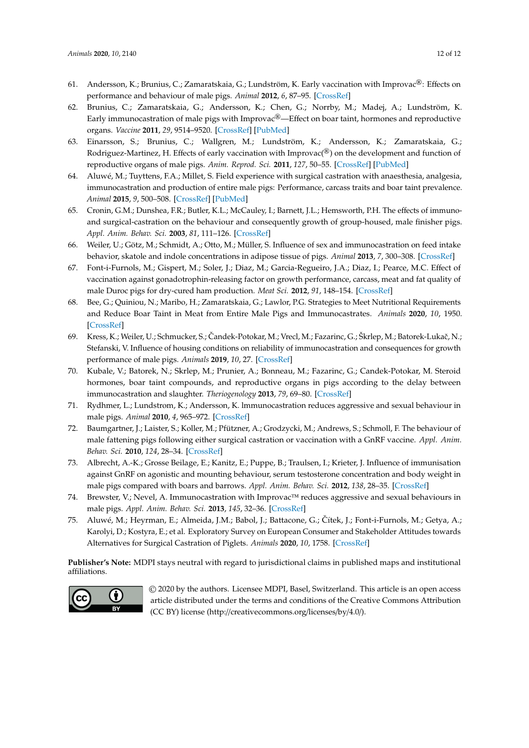61. Andersson, K.; Brunius, C.; Zamaratskaia, G.; Lundström, K. Early vaccination with Improvac®: Effects on performance and behaviour of male pigs. *Animal* **2012**, *6*, 87–95. [CrossRef]
62. Brunius, C.; Zamaratskaia, G.; Andersson, K.; Chen, G.; Norrby, M.; Madej, A.; Lundström, K. Early immunocastration of male pigs with Improvac®—Effect on boar taint, hormones and reproductive organs. *Vaccine* **2011**, *29*, 9514–9520. [CrossRef] [PubMed]
63. Einarsson, S.; Brunius, C.; Wallgren, M.; Lundström, K.; Andersson, K.; Zamaratskaia, G.; Rodriguez-Martinez, H. Effects of early vaccination with Improvac(®) on the development and function of reproductive organs of male pigs. *Anim. Reprod. Sci.* **2011**, *127*, 50–55. [CrossRef] [PubMed]
64. Aluwé, M.; Tuyttens, F.A.; Millet, S. Field experience with surgical castration with anaesthesia, analgesia, immunocastration and production of entire male pigs: Performance, carcass traits and boar taint prevalence. *Animal* **2015**, *9*, 500–508. [CrossRef] [PubMed]
65. Cronin, G.M.; Dunshea, F.R.; Butler, K.L.; McCauley, I.; Barnett, J.L.; Hemsworth, P.H. The effects of immuno- and surgical-castration on the behaviour and consequently growth of group-housed, male finisher pigs. *Appl. Anim. Behav. Sci.* **2003**, *81*, 111–126. [CrossRef]
66. Weiler, U.; Götz, M.; Schmidt, A.; Otto, M.; Müller, S. Influence of sex and immunocastration on feed intake behavior, skatole and indole concentrations in adipose tissue of pigs. *Animal* **2013**, *7*, 300–308. [CrossRef]
67. Font-i-Furnols, M.; Gispert, M.; Soler, J.; Diaz, M.; Garcia-Regueiro, J.A.; Diaz, I.; Pearce, M.C. Effect of vaccination against gonadotrophin-releasing factor on growth performance, carcass, meat and fat quality of male Duroc pigs for dry-cured ham production. *Meat Sci.* **2012**, *91*, 148–154. [CrossRef]
68. Bee, G.; Quiniou, N.; Maribo, H.; Zamaratskaia, G.; Lawlor, P.G. Strategies to Meet Nutritional Requirements and Reduce Boar Taint in Meat from Entire Male Pigs and Immunocastrates. *Animals* **2020**, *10*, 1950. [CrossRef]
69. Kress, K.; Weiler, U.; Schmucker, S.; Čandek-Potokar, M.; Vrecl, M.; Fazarinc, G.; Škrlep, M.; Batorek-Lukač, N.; Stefanski, V. Influence of housing conditions on reliability of immunocastration and consequences for growth performance of male pigs. *Animals* **2019**, *10*, 27. [CrossRef]
70. Kubale, V.; Batorek, N.; Skrlep, M.; Prunier, A.; Bonneau, M.; Fazarinc, G.; Candek-Potokar, M. Steroid hormones, boar taint compounds, and reproductive organs in pigs according to the delay between immunocastration and slaughter. *Theriogenology* **2013**, *79*, 69–80. [CrossRef]
71. Rydhmer, L.; Lundstrom, K.; Andersson, K. Immunocastration reduces aggressive and sexual behaviour in male pigs. *Animal* **2010**, *4*, 965–972. [CrossRef]
72. Baumgartner, J.; Laister, S.; Koller, M.; Pfützner, A.; Grodzycki, M.; Andrews, S.; Schmoll, F. The behaviour of male fattening pigs following either surgical castration or vaccination with a GnRF vaccine. *Appl. Anim. Behav. Sci.* **2010**, *124*, 28–34. [CrossRef]
73. Albrecht, A.-K.; Grosse Beilage, E.; Kanitz, E.; Puppe, B.; Traulsen, I.; Krieter, J. Influence of immunisation against GnRF on agonistic and mounting behaviour, serum testosterone concentration and body weight in male pigs compared with boars and barrows. *Appl. Anim. Behav. Sci.* **2012**, *138*, 28–35. [CrossRef]
74. Brewster, V.; Nevel, A. Immunocastration with Improvac™ reduces aggressive and sexual behaviours in male pigs. *Appl. Anim. Behav. Sci.* **2013**, *145*, 32–36. [CrossRef]
75. Aluwé, M.; Heyrman, E.; Almeida, J.M.; Babol, J.; Battacone, G.; Čítek, J.; Font-i-Furnols, M.; Getya, A.; Karolyi, D.; Kostyra, E.; et al. Exploratory Survey on European Consumer and Stakeholder Attitudes towards Alternatives for Surgical Castration of Piglets. *Animals* **2020**, *10*, 1758. [CrossRef]

**Publisher's Note:** MDPI stays neutral with regard to jurisdictional claims in published maps and institutional affiliations.

© 2020 by the authors. Licensee MDPI, Basel, Switzerland. This article is an open access article distributed under the terms and conditions of the Creative Commons Attribution (CC BY) license (http://creativecommons.org/licenses/by/4.0/).